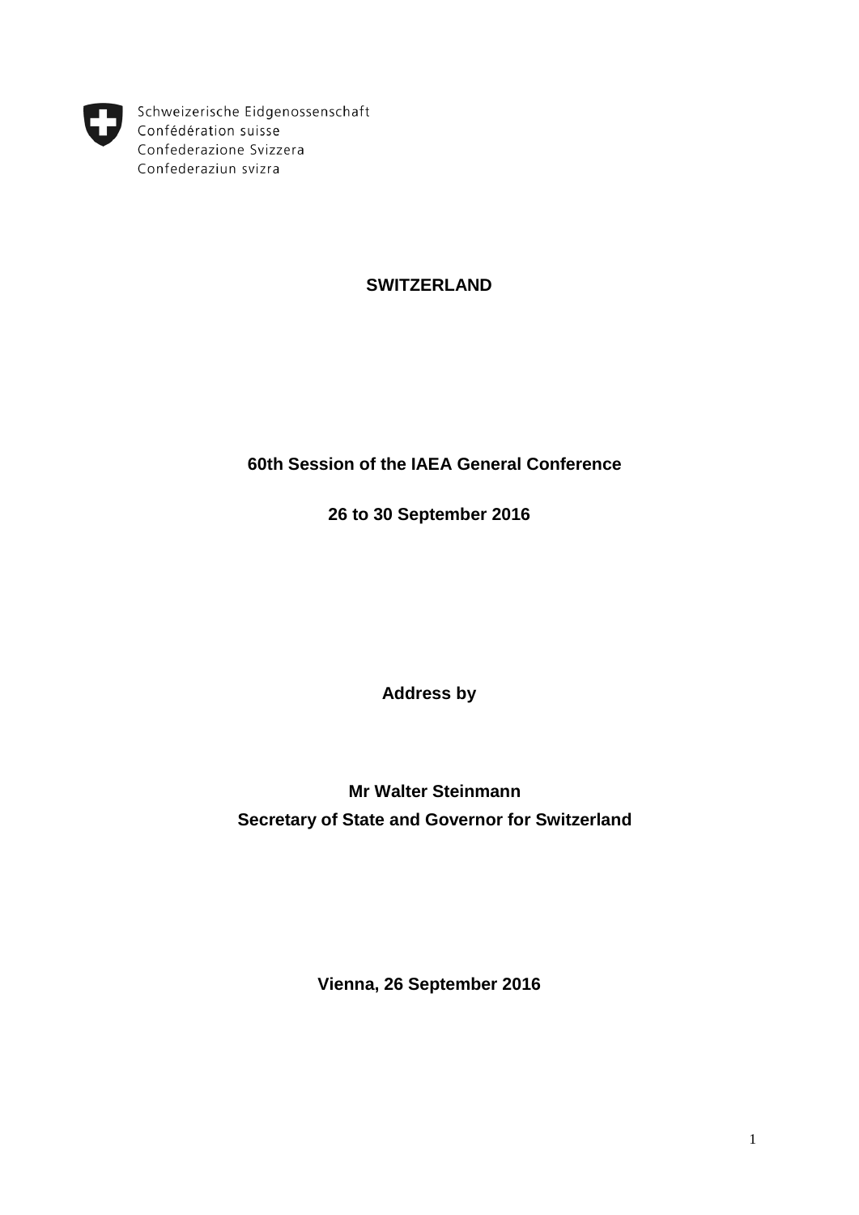Schweizerische Eidgenossenschaft
Confédération suisse
Confederazione Svizzera
Confederaziun svizra

**SWITZERLAND**

**60th Session of the IAEA General Conference**

**26 to 30 September 2016**

**Address by**

**Mr Walter Steinmann**
**Secretary of State and Governor for Switzerland**

**Vienna, 26 September 2016**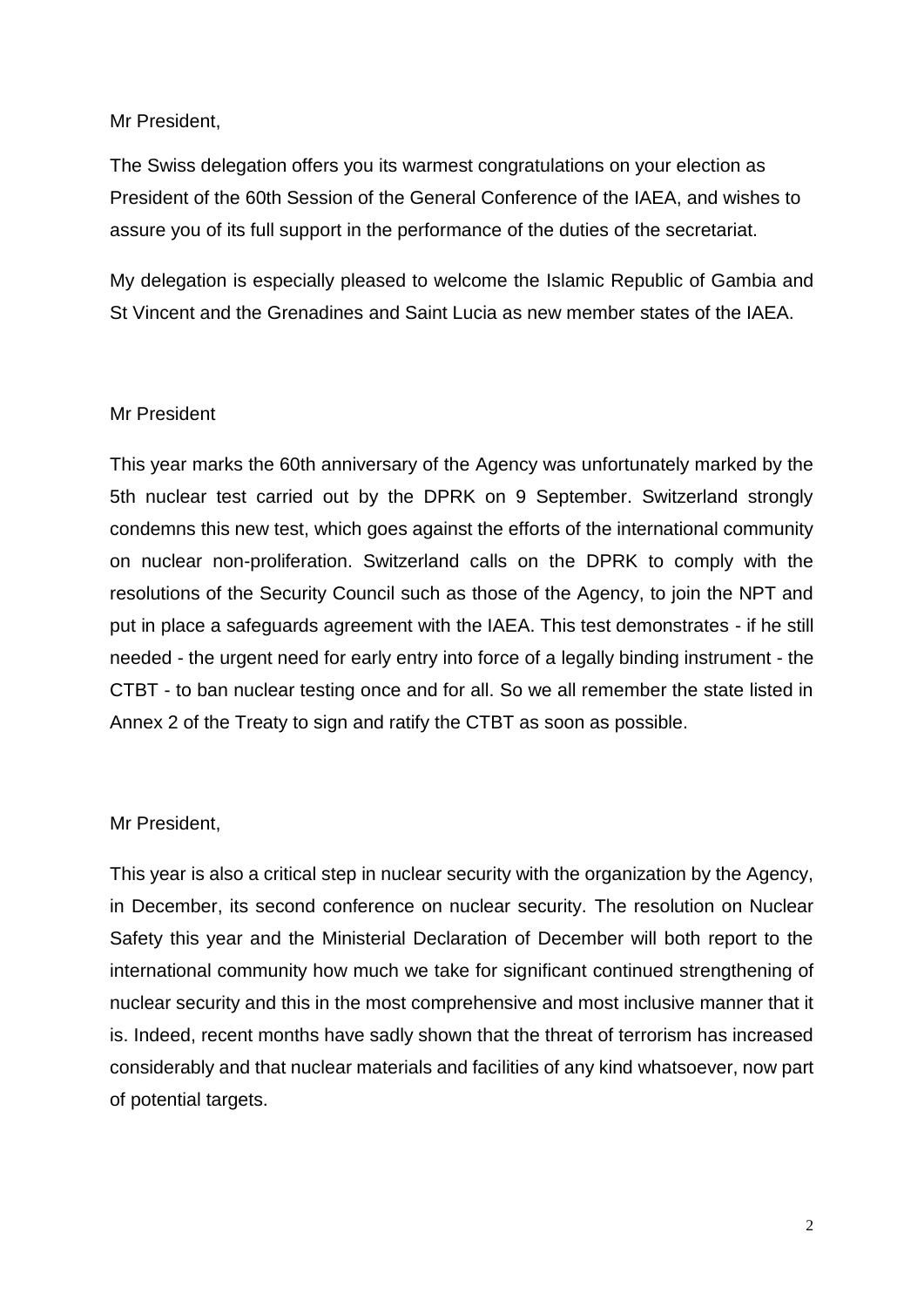Mr President,

The Swiss delegation offers you its warmest congratulations on your election as President of the 60th Session of the General Conference of the IAEA, and wishes to assure you of its full support in the performance of the duties of the secretariat.

My delegation is especially pleased to welcome the Islamic Republic of Gambia and St Vincent and the Grenadines and Saint Lucia as new member states of the IAEA.

Mr President

This year marks the 60th anniversary of the Agency was unfortunately marked by the 5th nuclear test carried out by the DPRK on 9 September. Switzerland strongly condemns this new test, which goes against the efforts of the international community on nuclear non-proliferation. Switzerland calls on the DPRK to comply with the resolutions of the Security Council such as those of the Agency, to join the NPT and put in place a safeguards agreement with the IAEA. This test demonstrates - if he still needed - the urgent need for early entry into force of a legally binding instrument - the CTBT - to ban nuclear testing once and for all. So we all remember the state listed in Annex 2 of the Treaty to sign and ratify the CTBT as soon as possible.

Mr President,

This year is also a critical step in nuclear security with the organization by the Agency, in December, its second conference on nuclear security. The resolution on Nuclear Safety this year and the Ministerial Declaration of December will both report to the international community how much we take for significant continued strengthening of nuclear security and this in the most comprehensive and most inclusive manner that it is. Indeed, recent months have sadly shown that the threat of terrorism has increased considerably and that nuclear materials and facilities of any kind whatsoever, now part of potential targets.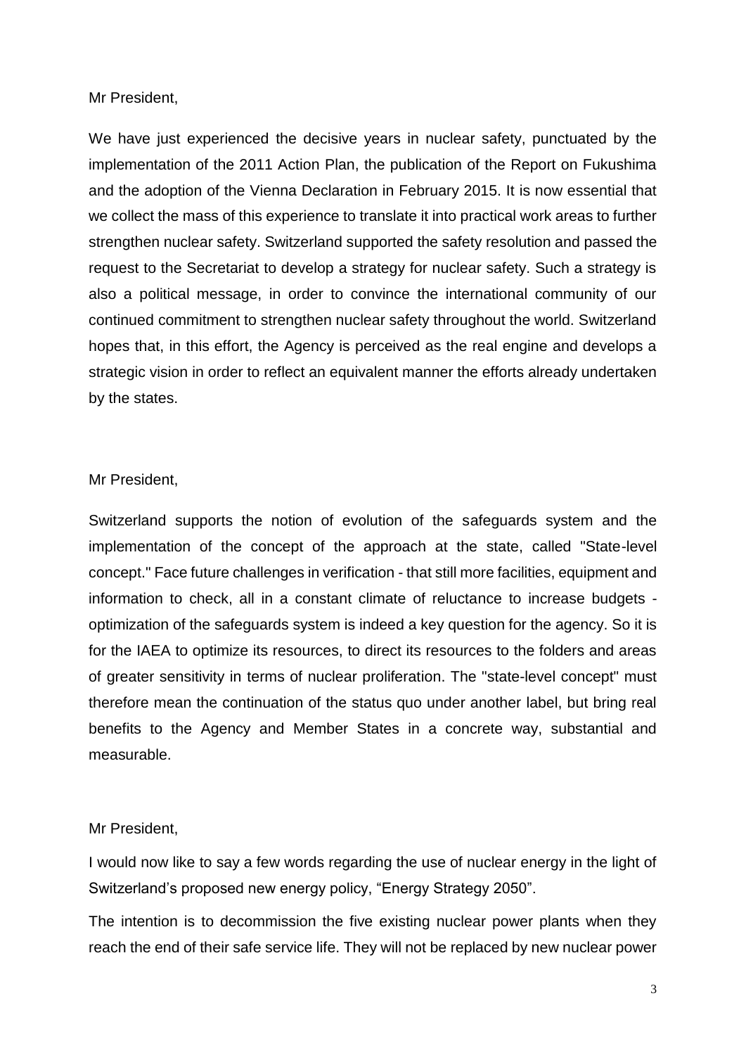Mr President,

We have just experienced the decisive years in nuclear safety, punctuated by the implementation of the 2011 Action Plan, the publication of the Report on Fukushima and the adoption of the Vienna Declaration in February 2015. It is now essential that we collect the mass of this experience to translate it into practical work areas to further strengthen nuclear safety. Switzerland supported the safety resolution and passed the request to the Secretariat to develop a strategy for nuclear safety. Such a strategy is also a political message, in order to convince the international community of our continued commitment to strengthen nuclear safety throughout the world. Switzerland hopes that, in this effort, the Agency is perceived as the real engine and develops a strategic vision in order to reflect an equivalent manner the efforts already undertaken by the states.

Mr President,

Switzerland supports the notion of evolution of the safeguards system and the implementation of the concept of the approach at the state, called "State-level concept." Face future challenges in verification - that still more facilities, equipment and information to check, all in a constant climate of reluctance to increase budgets - optimization of the safeguards system is indeed a key question for the agency. So it is for the IAEA to optimize its resources, to direct its resources to the folders and areas of greater sensitivity in terms of nuclear proliferation. The "state-level concept" must therefore mean the continuation of the status quo under another label, but bring real benefits to the Agency and Member States in a concrete way, substantial and measurable.

Mr President,

I would now like to say a few words regarding the use of nuclear energy in the light of Switzerland's proposed new energy policy, "Energy Strategy 2050".

The intention is to decommission the five existing nuclear power plants when they reach the end of their safe service life. They will not be replaced by new nuclear power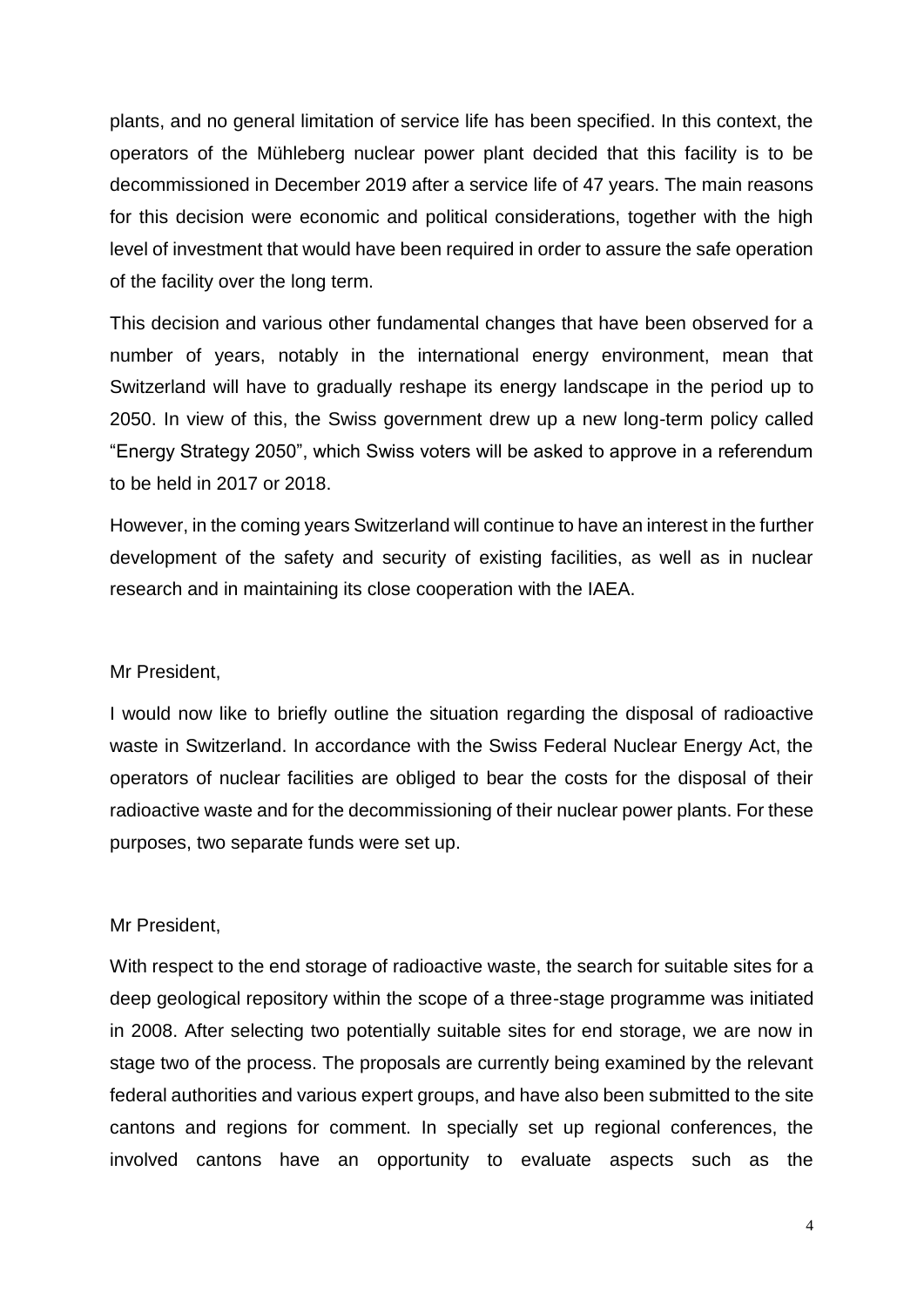plants, and no general limitation of service life has been specified. In this context, the operators of the Mühleberg nuclear power plant decided that this facility is to be decommissioned in December 2019 after a service life of 47 years. The main reasons for this decision were economic and political considerations, together with the high level of investment that would have been required in order to assure the safe operation of the facility over the long term.

This decision and various other fundamental changes that have been observed for a number of years, notably in the international energy environment, mean that Switzerland will have to gradually reshape its energy landscape in the period up to 2050. In view of this, the Swiss government drew up a new long-term policy called "Energy Strategy 2050", which Swiss voters will be asked to approve in a referendum to be held in 2017 or 2018.

However, in the coming years Switzerland will continue to have an interest in the further development of the safety and security of existing facilities, as well as in nuclear research and in maintaining its close cooperation with the IAEA.

Mr President,

I would now like to briefly outline the situation regarding the disposal of radioactive waste in Switzerland. In accordance with the Swiss Federal Nuclear Energy Act, the operators of nuclear facilities are obliged to bear the costs for the disposal of their radioactive waste and for the decommissioning of their nuclear power plants. For these purposes, two separate funds were set up.

Mr President,

With respect to the end storage of radioactive waste, the search for suitable sites for a deep geological repository within the scope of a three-stage programme was initiated in 2008. After selecting two potentially suitable sites for end storage, we are now in stage two of the process. The proposals are currently being examined by the relevant federal authorities and various expert groups, and have also been submitted to the site cantons and regions for comment. In specially set up regional conferences, the involved cantons have an opportunity to evaluate aspects such as the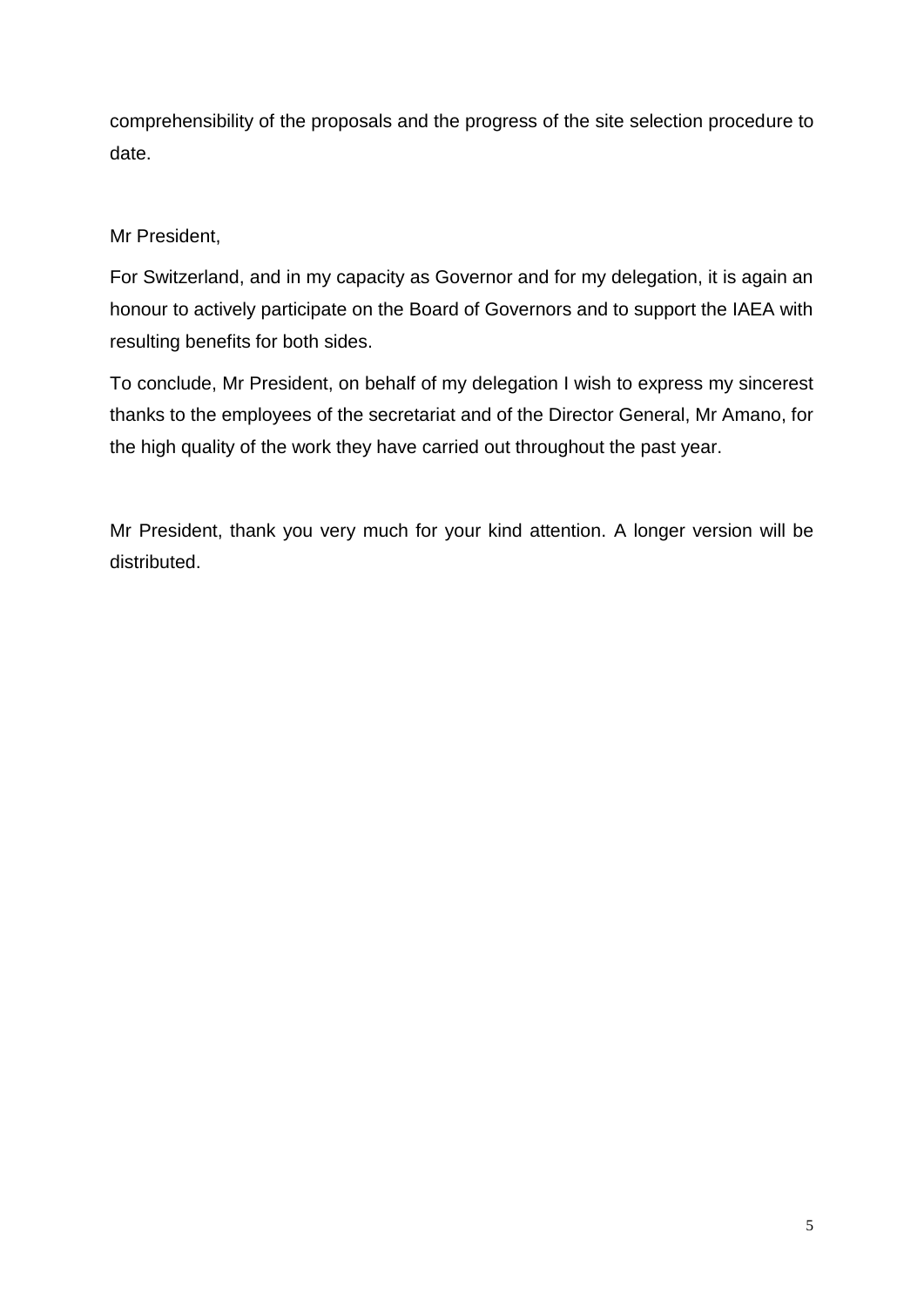comprehensibility of the proposals and the progress of the site selection procedure to date.

Mr President,

For Switzerland, and in my capacity as Governor and for my delegation, it is again an honour to actively participate on the Board of Governors and to support the IAEA with resulting benefits for both sides.

To conclude, Mr President, on behalf of my delegation I wish to express my sincerest thanks to the employees of the secretariat and of the Director General, Mr Amano, for the high quality of the work they have carried out throughout the past year.

Mr President, thank you very much for your kind attention. A longer version will be distributed.